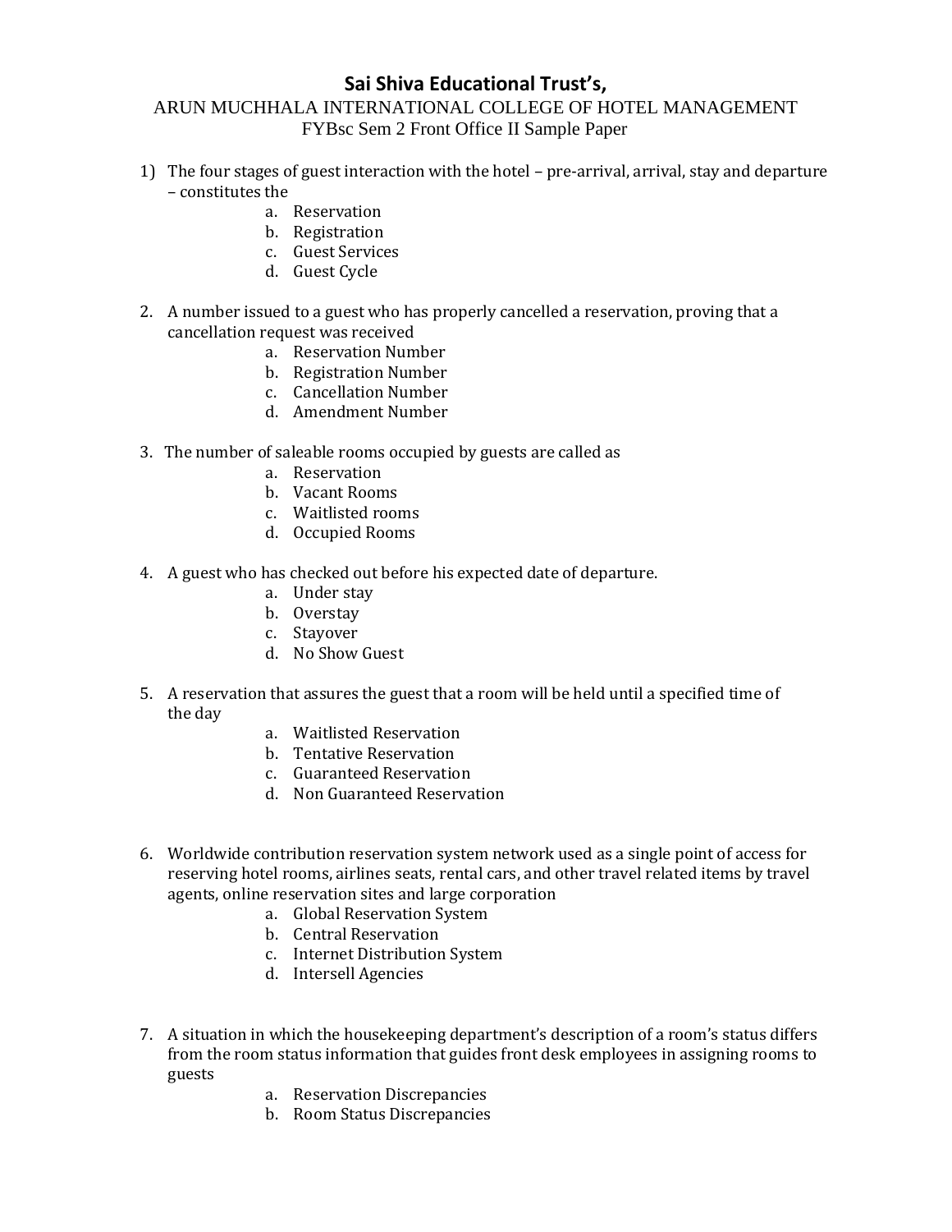**Sai Shiva Educational Trust's,**

ARUN MUCHHALA INTERNATIONAL COLLEGE OF HOTEL MANAGEMENT

FYBsc Sem 2 Front Office II Sample Paper

1) The four stages of guest interaction with the hotel – pre-arrival, arrival, stay and departure – constitutes the
   a. Reservation
   b. Registration
   c. Guest Services
   d. Guest Cycle

2. A number issued to a guest who has properly cancelled a reservation, proving that a cancellation request was received
   a. Reservation Number
   b. Registration Number
   c. Cancellation Number
   d. Amendment Number

3. The number of saleable rooms occupied by guests are called as
   a. Reservation
   b. Vacant Rooms
   c. Waitlisted rooms
   d. Occupied Rooms

4. A guest who has checked out before his expected date of departure.
   a. Under stay
   b. Overstay
   c. Stayover
   d. No Show Guest

5. A reservation that assures the guest that a room will be held until a specified time of the day
   a. Waitlisted Reservation
   b. Tentative Reservation
   c. Guaranteed Reservation
   d. Non Guaranteed Reservation

6. Worldwide contribution reservation system network used as a single point of access for reserving hotel rooms, airlines seats, rental cars, and other travel related items by travel agents, online reservation sites and large corporation
   a. Global Reservation System
   b. Central Reservation
   c. Internet Distribution System
   d. Intersell Agencies

7. A situation in which the housekeeping department's description of a room's status differs from the room status information that guides front desk employees in assigning rooms to guests
   a. Reservation Discrepancies
   b. Room Status Discrepancies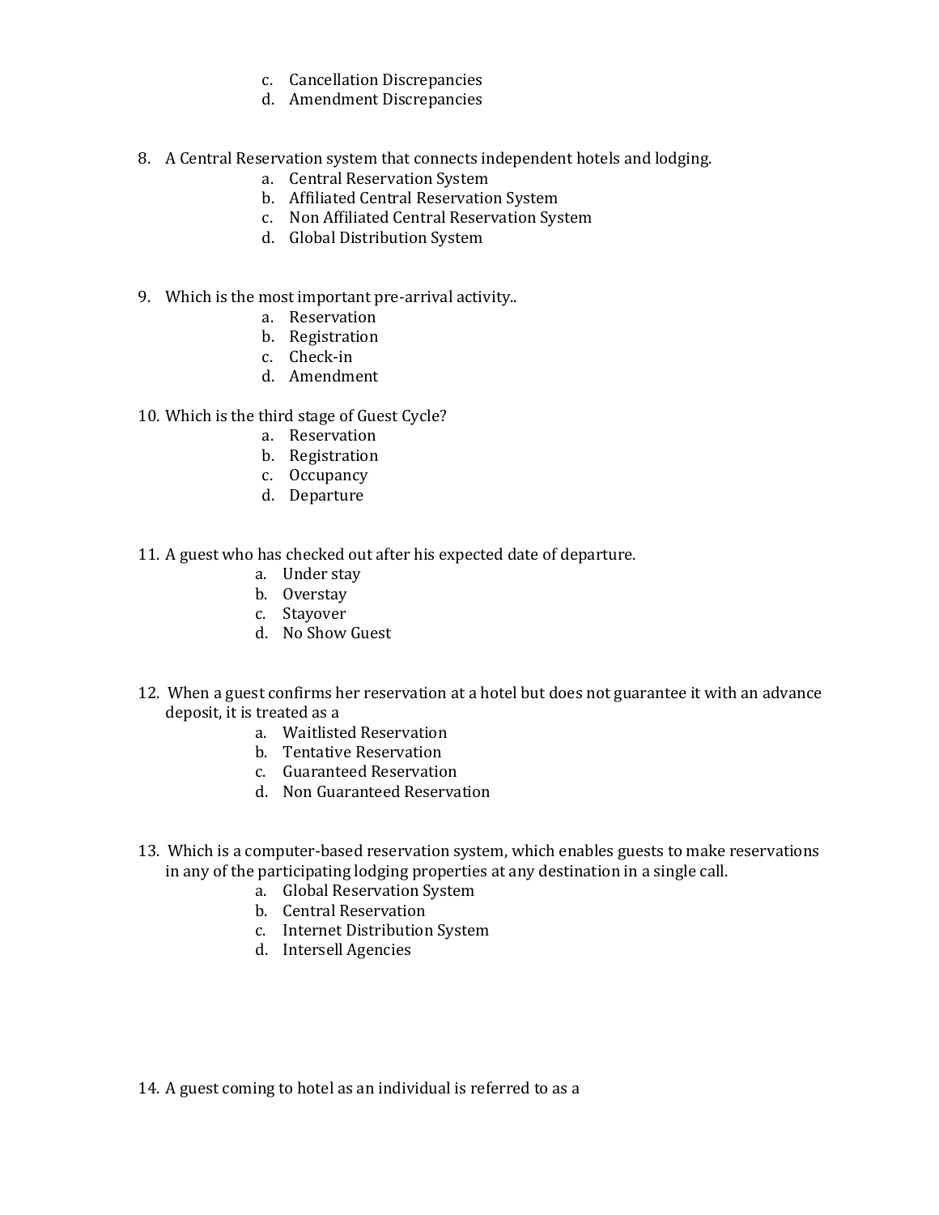c. Cancellation Discrepancies
d. Amendment Discrepancies

8. A Central Reservation system that connects independent hotels and lodging.
   a. Central Reservation System
   b. Affiliated Central Reservation System
   c. Non Affiliated Central Reservation System
   d. Global Distribution System

9. Which is the most important pre-arrival activity..
   a. Reservation
   b. Registration
   c. Check-in
   d. Amendment

10. Which is the third stage of Guest Cycle?
    a. Reservation
    b. Registration
    c. Occupancy
    d. Departure

11. A guest who has checked out after his expected date of departure.
    a. Under stay
    b. Overstay
    c. Stayover
    d. No Show Guest

12. When a guest confirms her reservation at a hotel but does not guarantee it with an advance deposit, it is treated as a
    a. Waitlisted Reservation
    b. Tentative Reservation
    c. Guaranteed Reservation
    d. Non Guaranteed Reservation

13. Which is a computer-based reservation system, which enables guests to make reservations in any of the participating lodging properties at any destination in a single call.
    a. Global Reservation System
    b. Central Reservation
    c. Internet Distribution System
    d. Intersell Agencies

14. A guest coming to hotel as an individual is referred to as a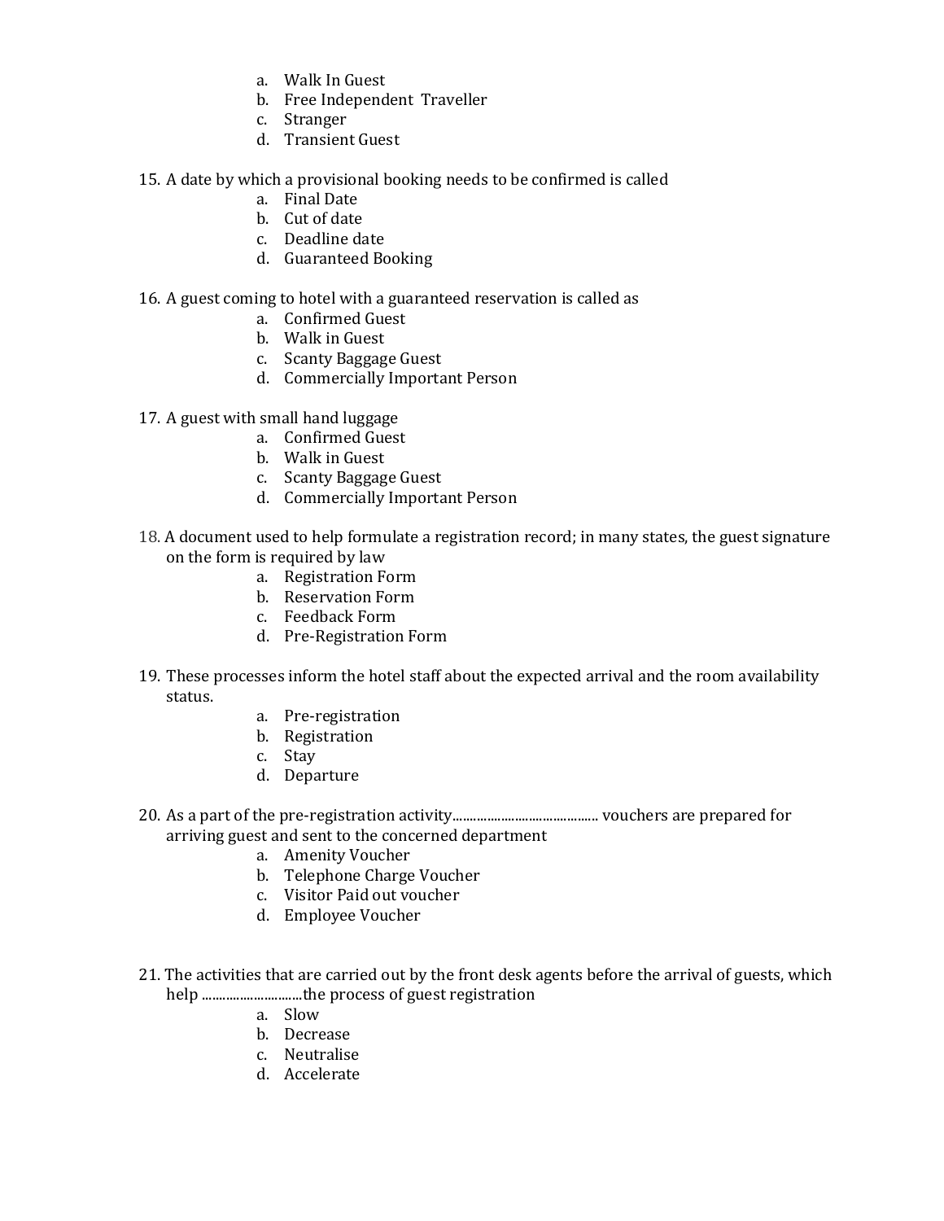a. Walk In Guest
b. Free Independent Traveller
c. Stranger
d. Transient Guest

15. A date by which a provisional booking needs to be confirmed is called
    a. Final Date
    b. Cut of date
    c. Deadline date
    d. Guaranteed Booking

16. A guest coming to hotel with a guaranteed reservation is called as
    a. Confirmed Guest
    b. Walk in Guest
    c. Scanty Baggage Guest
    d. Commercially Important Person

17. A guest with small hand luggage
    a. Confirmed Guest
    b. Walk in Guest
    c. Scanty Baggage Guest
    d. Commercially Important Person

18. A document used to help formulate a registration record; in many states, the guest signature on the form is required by law
    a. Registration Form
    b. Reservation Form
    c. Feedback Form
    d. Pre-Registration Form

19. These processes inform the hotel staff about the expected arrival and the room availability status.
    a. Pre-registration
    b. Registration
    c. Stay
    d. Departure

20. As a part of the pre-registration activity.......................................... vouchers are prepared for arriving guest and sent to the concerned department
    a. Amenity Voucher
    b. Telephone Charge Voucher
    c. Visitor Paid out voucher
    d. Employee Voucher

21. The activities that are carried out by the front desk agents before the arrival of guests, which help ............................the process of guest registration
    a. Slow
    b. Decrease
    c. Neutralise
    d. Accelerate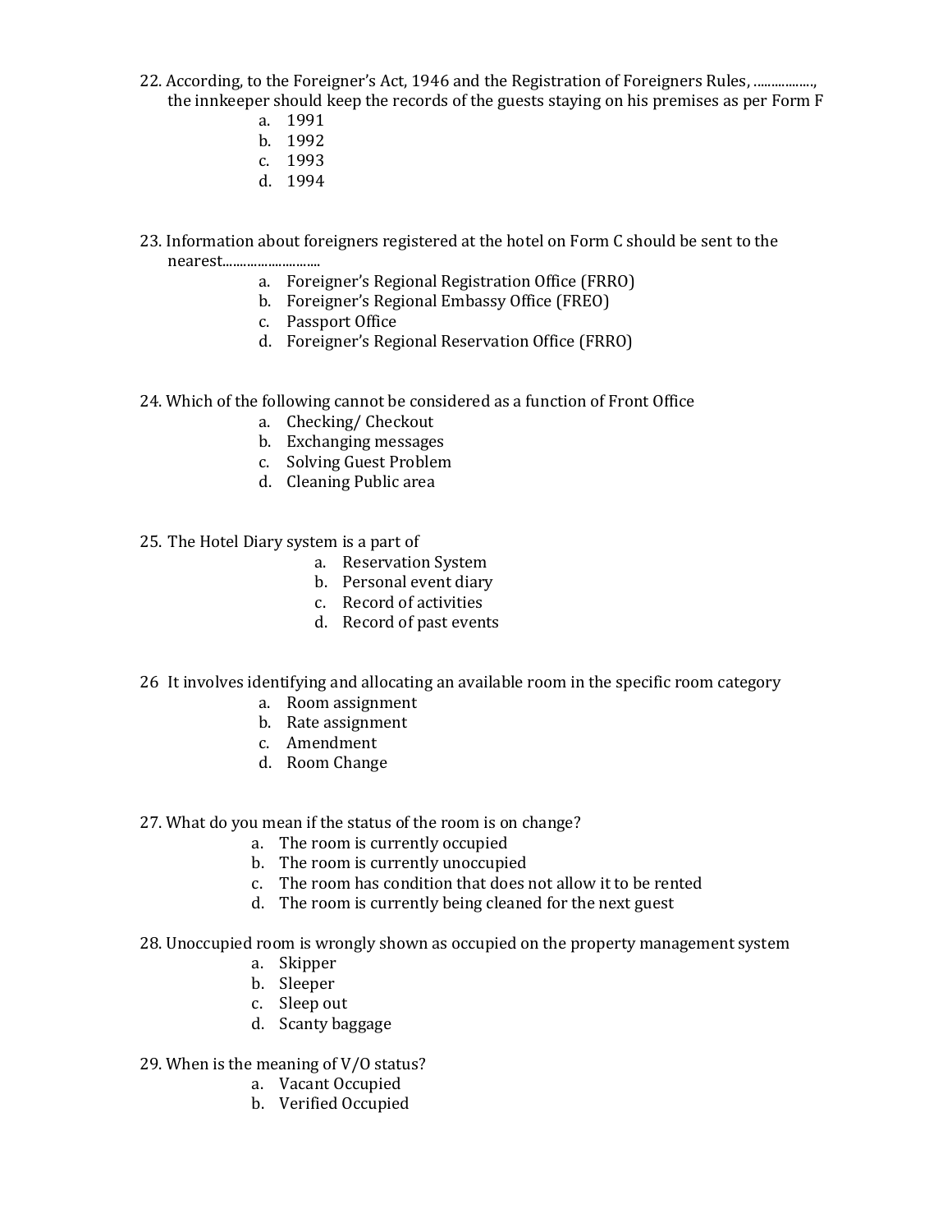22. According, to the Foreigner's Act, 1946 and the Registration of Foreigners Rules, ................, the innkeeper should keep the records of the guests staying on his premises as per Form F
    a. 1991
    b. 1992
    c. 1993
    d. 1994

23. Information about foreigners registered at the hotel on Form C should be sent to the nearest.............................
    a. Foreigner's Regional Registration Office (FRRO)
    b. Foreigner's Regional Embassy Office (FREO)
    c. Passport Office
    d. Foreigner's Regional Reservation Office (FRRO)

24. Which of the following cannot be considered as a function of Front Office
    a. Checking/ Checkout
    b. Exchanging messages
    c. Solving Guest Problem
    d. Cleaning Public area

25. The Hotel Diary system is a part of
    a. Reservation System
    b. Personal event diary
    c. Record of activities
    d. Record of past events

26 It involves identifying and allocating an available room in the specific room category
    a. Room assignment
    b. Rate assignment
    c. Amendment
    d. Room Change

27. What do you mean if the status of the room is on change?
    a. The room is currently occupied
    b. The room is currently unoccupied
    c. The room has condition that does not allow it to be rented
    d. The room is currently being cleaned for the next guest

28. Unoccupied room is wrongly shown as occupied on the property management system
    a. Skipper
    b. Sleeper
    c. Sleep out
    d. Scanty baggage

29. When is the meaning of V/O status?
    a. Vacant Occupied
    b. Verified Occupied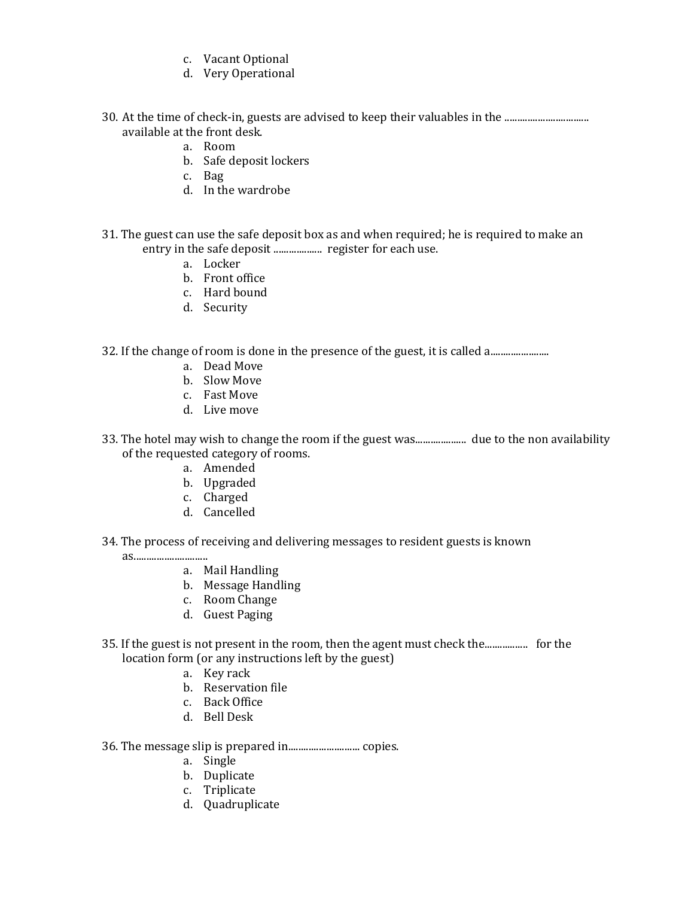c. Vacant Optional
d. Very Operational

30. At the time of check-in, guests are advised to keep their valuables in the ................................ available at the front desk.
    a. Room
    b. Safe deposit lockers
    c. Bag
    d. In the wardrobe

31. The guest can use the safe deposit box as and when required; he is required to make an entry in the safe deposit .................. register for each use.
    a. Locker
    b. Front office
    c. Hard bound
    d. Security

32. If the change of room is done in the presence of the guest, it is called a......................
    a. Dead Move
    b. Slow Move
    c. Fast Move
    d. Live move

33. The hotel may wish to change the room if the guest was.................... due to the non availability of the requested category of rooms.
    a. Amended
    b. Upgraded
    c. Charged
    d. Cancelled

34. The process of receiving and delivering messages to resident guests is known as............................
    a. Mail Handling
    b. Message Handling
    c. Room Change
    d. Guest Paging

35. If the guest is not present in the room, then the agent must check the................ for the location form (or any instructions left by the guest)
    a. Key rack
    b. Reservation file
    c. Back Office
    d. Bell Desk

36. The message slip is prepared in............................ copies.
    a. Single
    b. Duplicate
    c. Triplicate
    d. Quadruplicate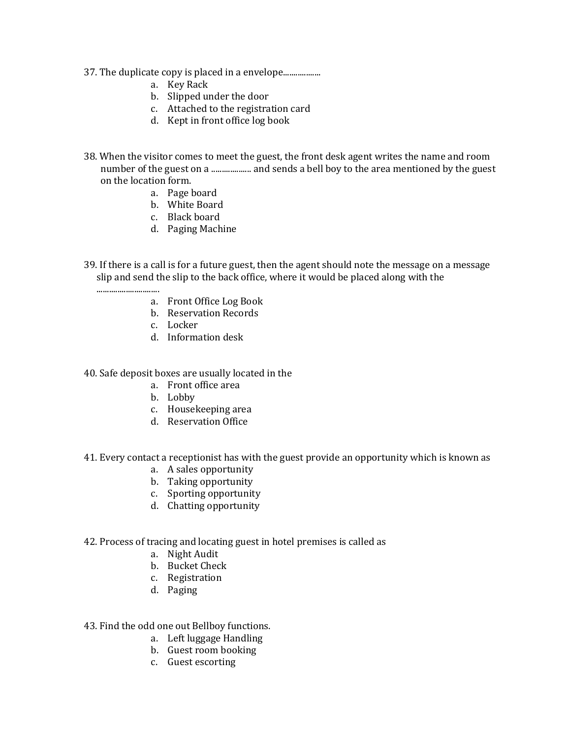37. The duplicate copy is placed in a envelope..................

    a. Key Rack
    b. Slipped under the door
    c. Attached to the registration card
    d. Kept in front office log book

38. When the visitor comes to meet the guest, the front desk agent writes the name and room number of the guest on a ................... and sends a bell boy to the area mentioned by the guest on the location form.

    a. Page board
    b. White Board
    c. Black board
    d. Paging Machine

39. If there is a call is for a future guest, then the agent should note the message on a message slip and send the slip to the back office, where it would be placed along with the ..............................

    a. Front Office Log Book
    b. Reservation Records
    c. Locker
    d. Information desk

40. Safe deposit boxes are usually located in the

    a. Front office area
    b. Lobby
    c. Housekeeping area
    d. Reservation Office

41. Every contact a receptionist has with the guest provide an opportunity which is known as

    a. A sales opportunity
    b. Taking opportunity
    c. Sporting opportunity
    d. Chatting opportunity

42. Process of tracing and locating guest in hotel premises is called as

    a. Night Audit
    b. Bucket Check
    c. Registration
    d. Paging

43. Find the odd one out Bellboy functions.

    a. Left luggage Handling
    b. Guest room booking
    c. Guest escorting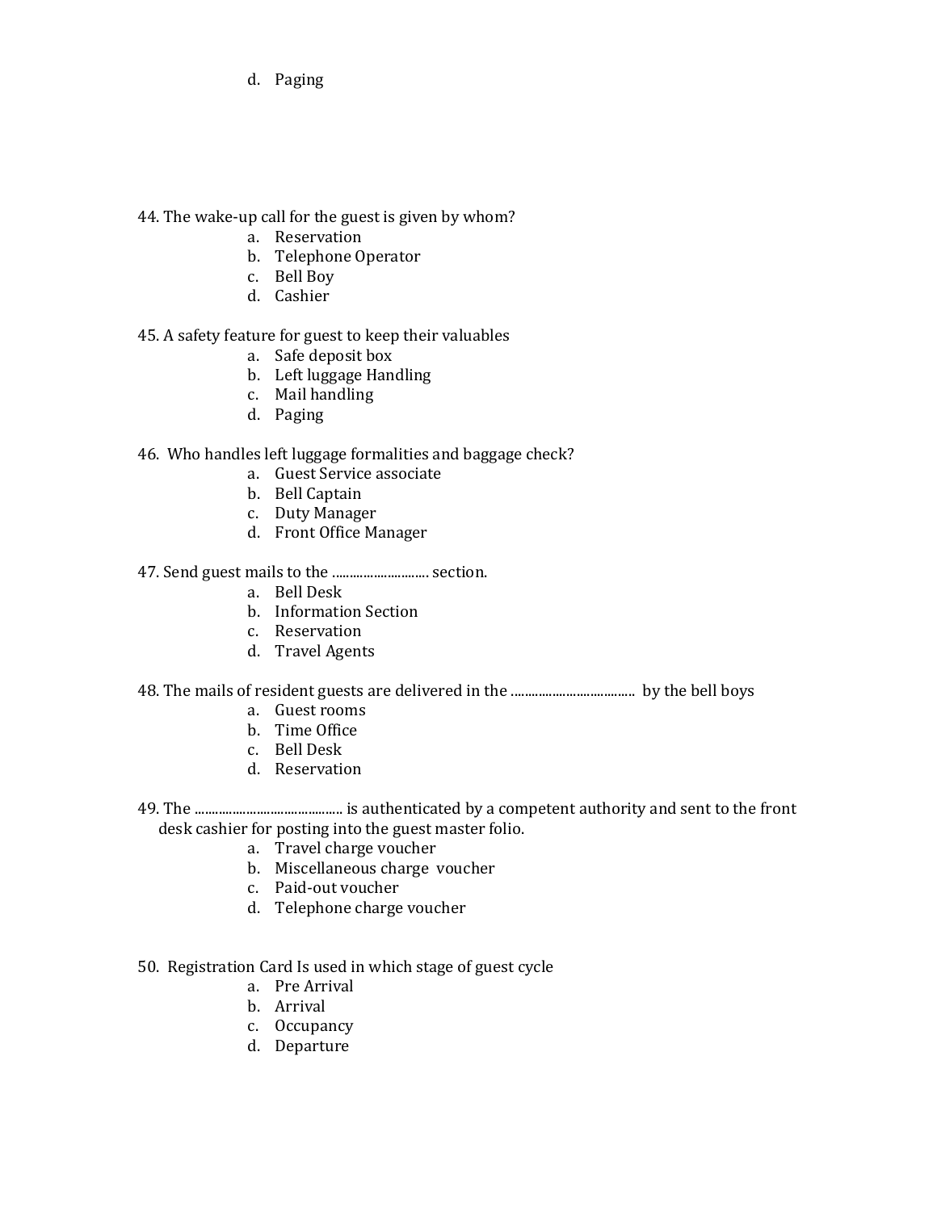d. Paging

44. The wake-up call for the guest is given by whom?
    a. Reservation
    b. Telephone Operator
    c. Bell Boy
    d. Cashier

45. A safety feature for guest to keep their valuables
    a. Safe deposit box
    b. Left luggage Handling
    c. Mail handling
    d. Paging

46. Who handles left luggage formalities and baggage check?
    a. Guest Service associate
    b. Bell Captain
    c. Duty Manager
    d. Front Office Manager

47. Send guest mails to the ............................ section.
    a. Bell Desk
    b. Information Section
    c. Reservation
    d. Travel Agents

48. The mails of resident guests are delivered in the ................................... by the bell boys
    a. Guest rooms
    b. Time Office
    c. Bell Desk
    d. Reservation

49. The ........................................... is authenticated by a competent authority and sent to the front desk cashier for posting into the guest master folio.
    a. Travel charge voucher
    b. Miscellaneous charge voucher
    c. Paid-out voucher
    d. Telephone charge voucher

50. Registration Card Is used in which stage of guest cycle
    a. Pre Arrival
    b. Arrival
    c. Occupancy
    d. Departure